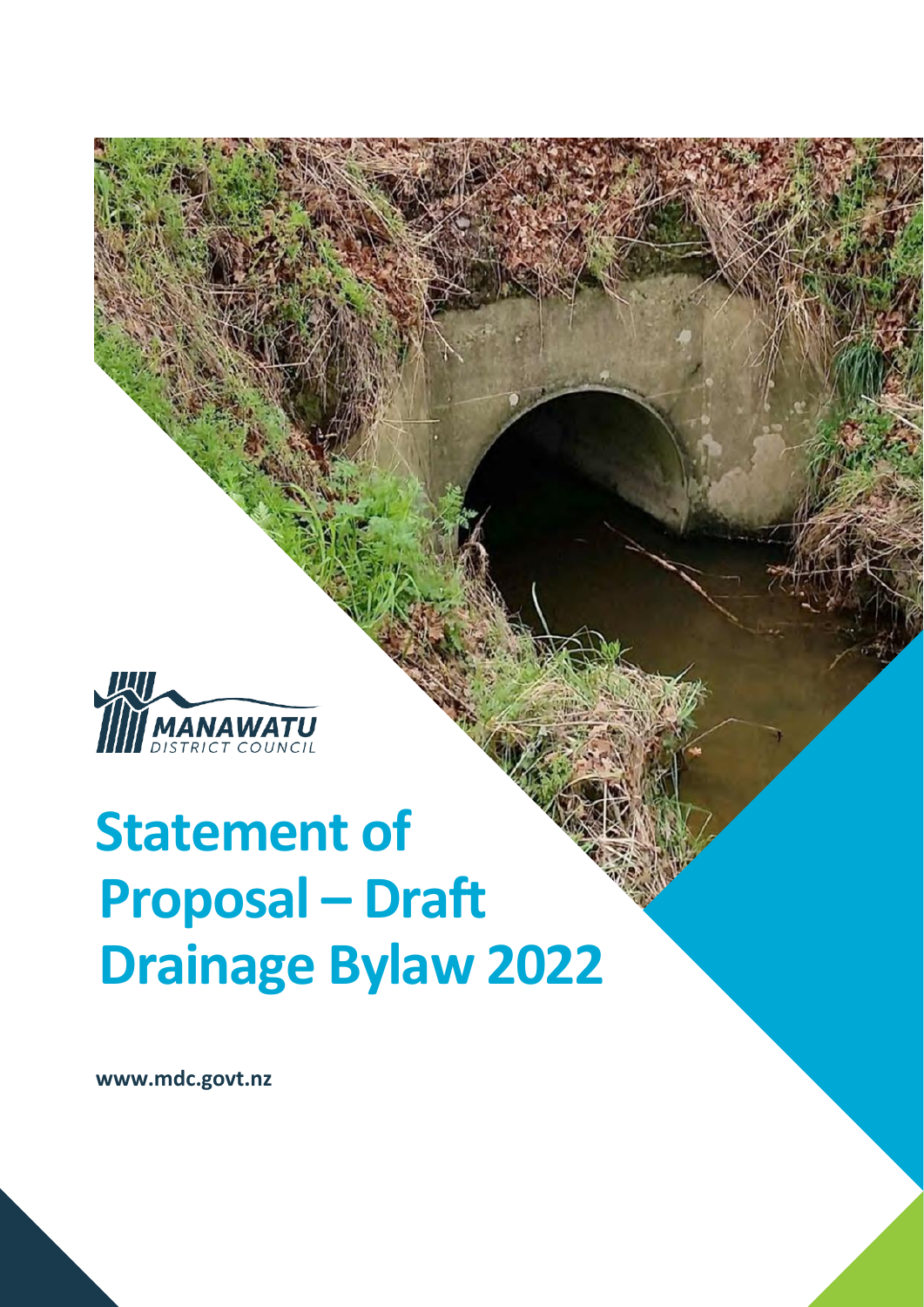MANAWATU DISTRICT COUNCIL

# Statement of Proposal – Draft Drainage Bylaw 2022

**www.mdc.govt.nz**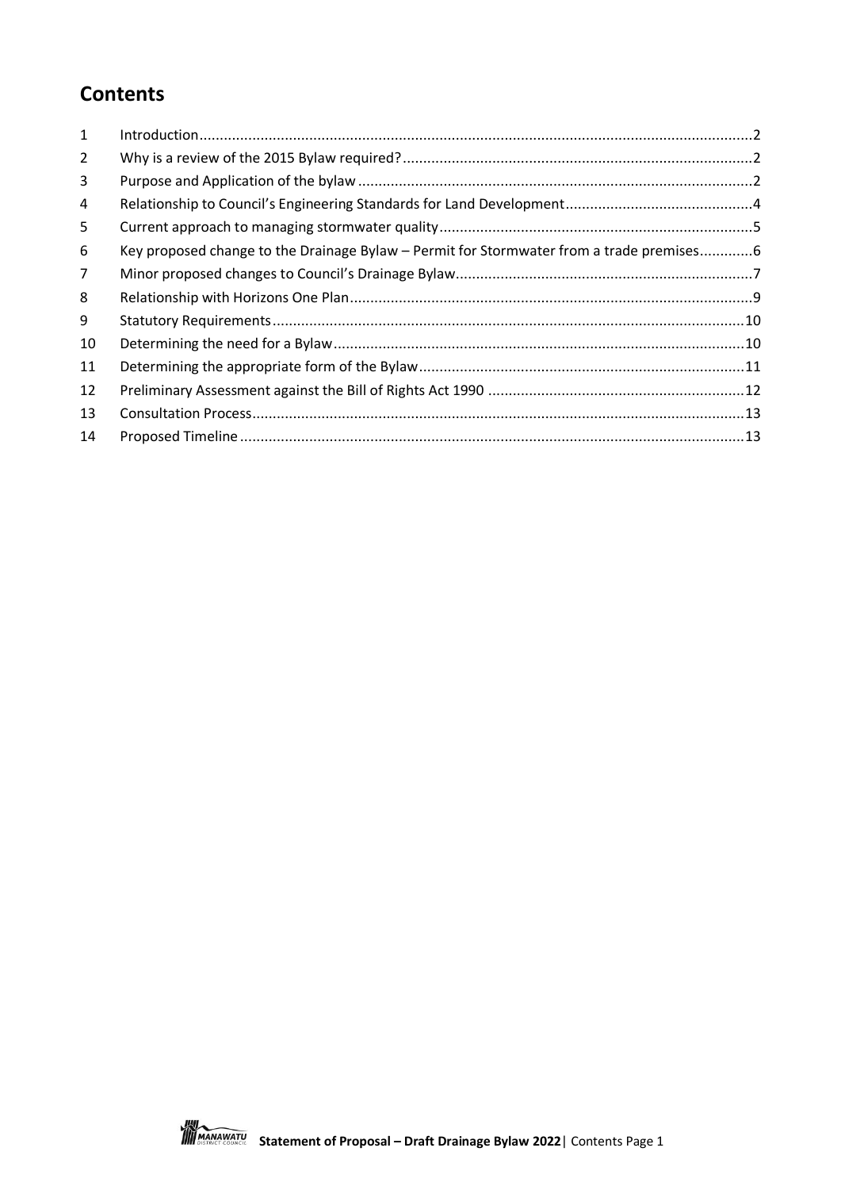# Contents

| | | |
|---|---|---|
| 1 | Introduction | 2 |
| 2 | Why is a review of the 2015 Bylaw required? | 2 |
| 3 | Purpose and Application of the bylaw | 2 |
| 4 | Relationship to Council's Engineering Standards for Land Development | 4 |
| 5 | Current approach to managing stormwater quality | 5 |
| 6 | Key proposed change to the Drainage Bylaw – Permit for Stormwater from a trade premises | 6 |
| 7 | Minor proposed changes to Council's Drainage Bylaw | 7 |
| 8 | Relationship with Horizons One Plan | 9 |
| 9 | Statutory Requirements | 10 |
| 10 | Determining the need for a Bylaw | 10 |
| 11 | Determining the appropriate form of the Bylaw | 11 |
| 12 | Preliminary Assessment against the Bill of Rights Act 1990 | 12 |
| 13 | Consultation Process | 13 |
| 14 | Proposed Timeline | 13 |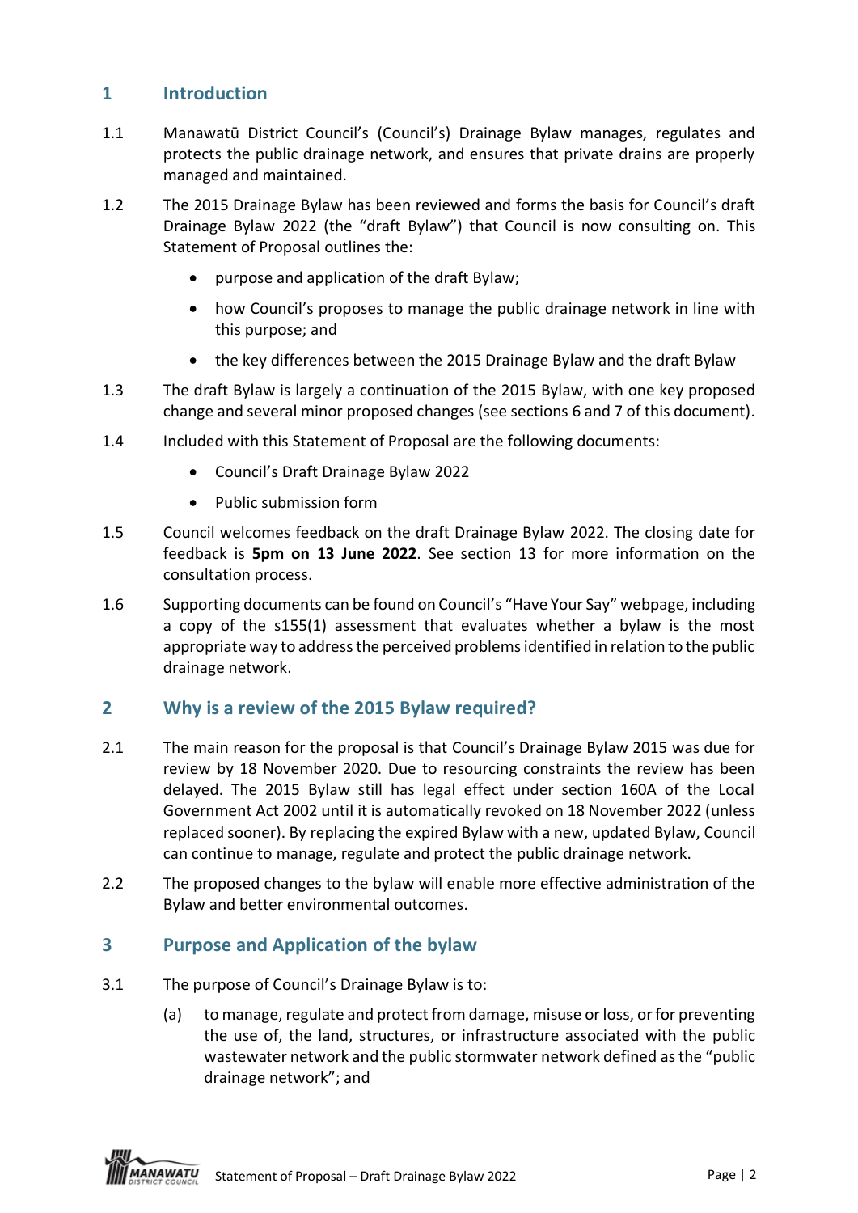## 1 Introduction

1.1 Manawatū District Council's (Council's) Drainage Bylaw manages, regulates and protects the public drainage network, and ensures that private drains are properly managed and maintained.

1.2 The 2015 Drainage Bylaw has been reviewed and forms the basis for Council's draft Drainage Bylaw 2022 (the "draft Bylaw") that Council is now consulting on. This Statement of Proposal outlines the:

- purpose and application of the draft Bylaw;
- how Council's proposes to manage the public drainage network in line with this purpose; and
- the key differences between the 2015 Drainage Bylaw and the draft Bylaw

1.3 The draft Bylaw is largely a continuation of the 2015 Bylaw, with one key proposed change and several minor proposed changes (see sections 6 and 7 of this document).

1.4 Included with this Statement of Proposal are the following documents:

- Council's Draft Drainage Bylaw 2022
- Public submission form

1.5 Council welcomes feedback on the draft Drainage Bylaw 2022. The closing date for feedback is **5pm on 13 June 2022**. See section 13 for more information on the consultation process.

1.6 Supporting documents can be found on Council's "Have Your Say" webpage, including a copy of the s155(1) assessment that evaluates whether a bylaw is the most appropriate way to address the perceived problems identified in relation to the public drainage network.

## 2 Why is a review of the 2015 Bylaw required?

2.1 The main reason for the proposal is that Council's Drainage Bylaw 2015 was due for review by 18 November 2020. Due to resourcing constraints the review has been delayed. The 2015 Bylaw still has legal effect under section 160A of the Local Government Act 2002 until it is automatically revoked on 18 November 2022 (unless replaced sooner). By replacing the expired Bylaw with a new, updated Bylaw, Council can continue to manage, regulate and protect the public drainage network.

2.2 The proposed changes to the bylaw will enable more effective administration of the Bylaw and better environmental outcomes.

## 3 Purpose and Application of the bylaw

3.1 The purpose of Council's Drainage Bylaw is to:

(a) to manage, regulate and protect from damage, misuse or loss, or for preventing the use of, the land, structures, or infrastructure associated with the public wastewater network and the public stormwater network defined as the "public drainage network"; and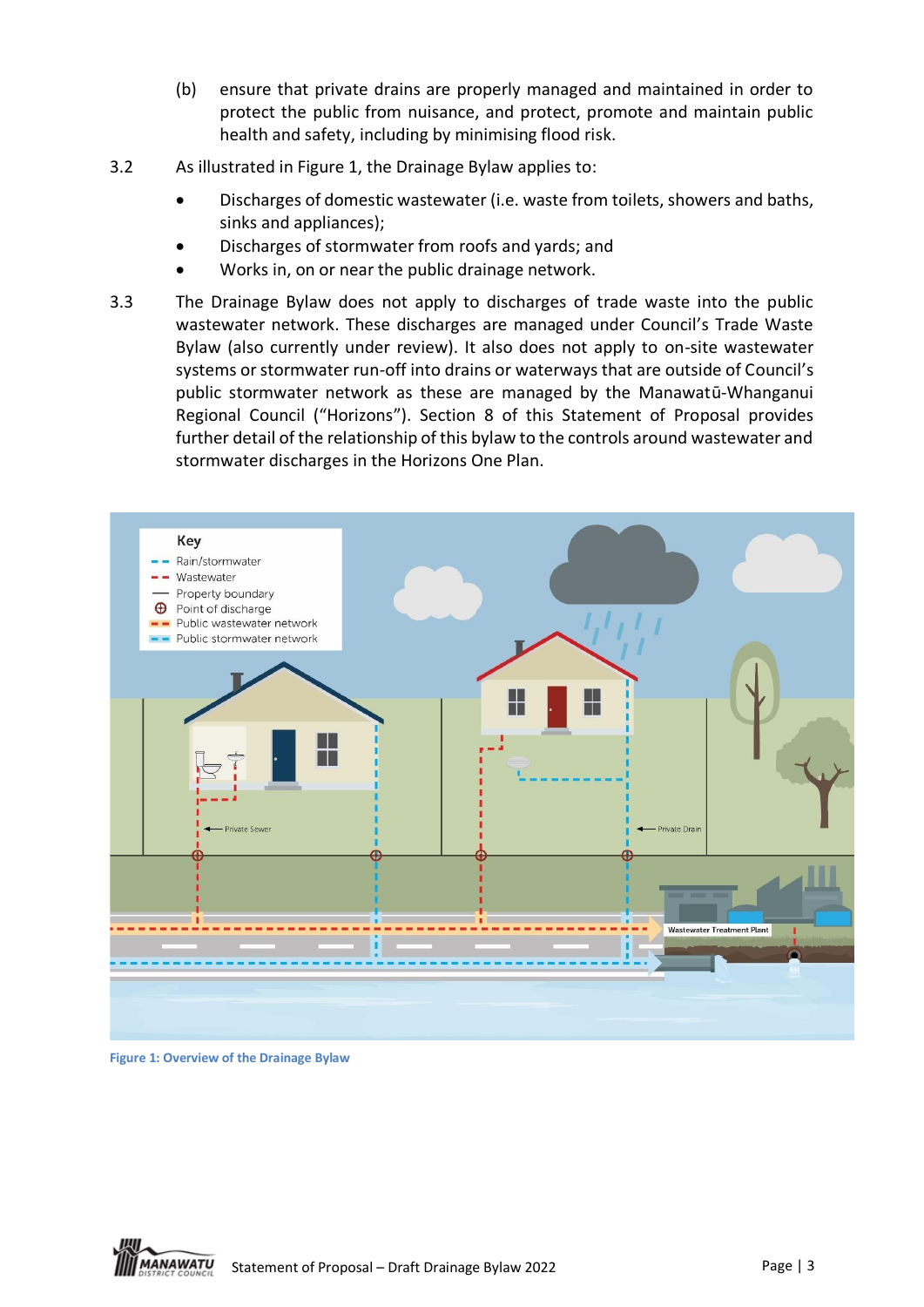(b) ensure that private drains are properly managed and maintained in order to protect the public from nuisance, and protect, promote and maintain public health and safety, including by minimising flood risk.

3.2 As illustrated in Figure 1, the Drainage Bylaw applies to:

- Discharges of domestic wastewater (i.e. waste from toilets, showers and baths, sinks and appliances);
- Discharges of stormwater from roofs and yards; and
- Works in, on or near the public drainage network.

3.3 The Drainage Bylaw does not apply to discharges of trade waste into the public wastewater network. These discharges are managed under Council's Trade Waste Bylaw (also currently under review). It also does not apply to on-site wastewater systems or stormwater run-off into drains or waterways that are outside of Council's public stormwater network as these are managed by the Manawatū-Whanganui Regional Council ("Horizons"). Section 8 of this Statement of Proposal provides further detail of the relationship of this bylaw to the controls around wastewater and stormwater discharges in the Horizons One Plan.

Figure 1: Overview of the Drainage Bylaw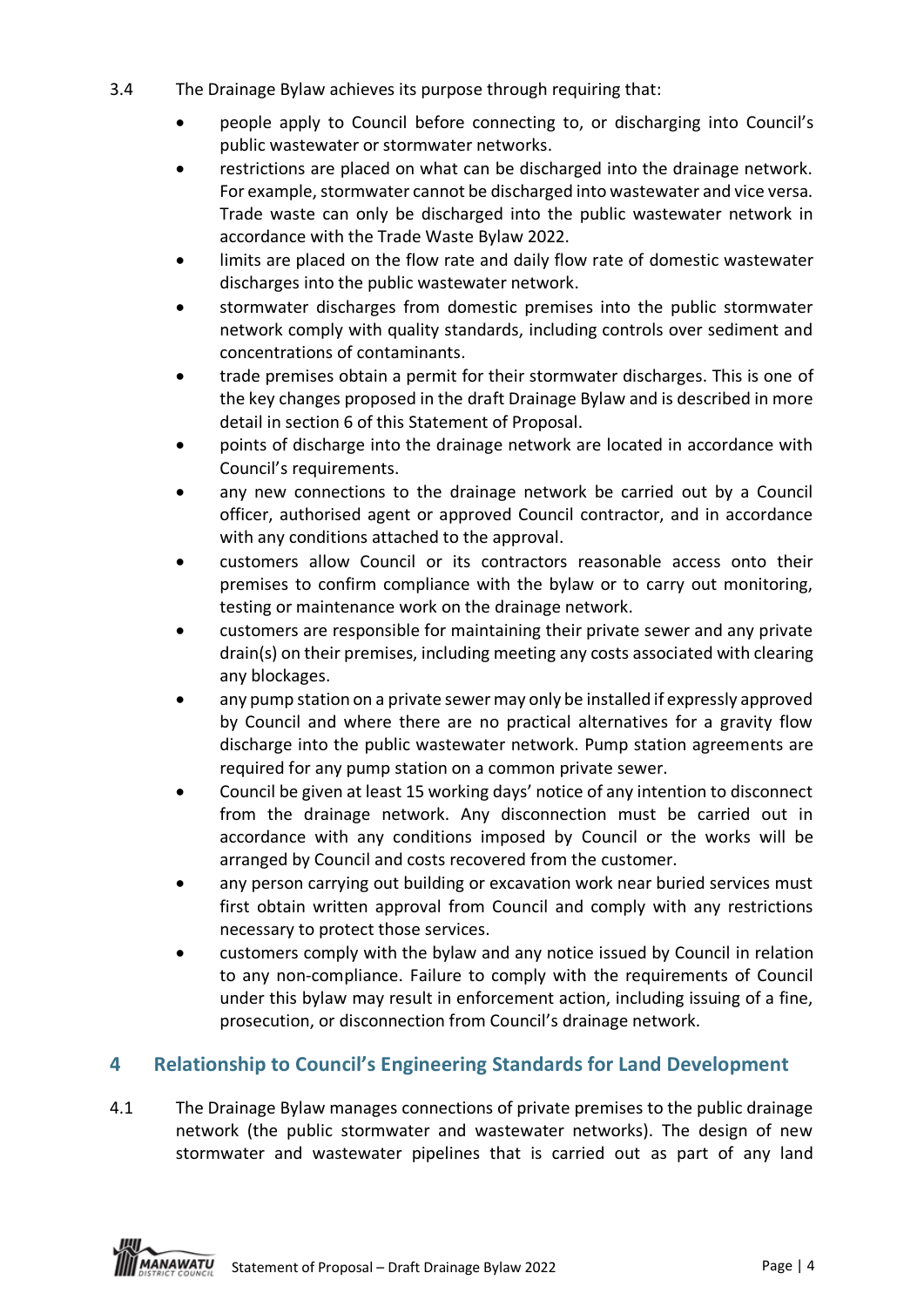3.4 The Drainage Bylaw achieves its purpose through requiring that:

- people apply to Council before connecting to, or discharging into Council's public wastewater or stormwater networks.
- restrictions are placed on what can be discharged into the drainage network. For example, stormwater cannot be discharged into wastewater and vice versa. Trade waste can only be discharged into the public wastewater network in accordance with the Trade Waste Bylaw 2022.
- limits are placed on the flow rate and daily flow rate of domestic wastewater discharges into the public wastewater network.
- stormwater discharges from domestic premises into the public stormwater network comply with quality standards, including controls over sediment and concentrations of contaminants.
- trade premises obtain a permit for their stormwater discharges. This is one of the key changes proposed in the draft Drainage Bylaw and is described in more detail in section 6 of this Statement of Proposal.
- points of discharge into the drainage network are located in accordance with Council's requirements.
- any new connections to the drainage network be carried out by a Council officer, authorised agent or approved Council contractor, and in accordance with any conditions attached to the approval.
- customers allow Council or its contractors reasonable access onto their premises to confirm compliance with the bylaw or to carry out monitoring, testing or maintenance work on the drainage network.
- customers are responsible for maintaining their private sewer and any private drain(s) on their premises, including meeting any costs associated with clearing any blockages.
- any pump station on a private sewer may only be installed if expressly approved by Council and where there are no practical alternatives for a gravity flow discharge into the public wastewater network. Pump station agreements are required for any pump station on a common private sewer.
- Council be given at least 15 working days' notice of any intention to disconnect from the drainage network. Any disconnection must be carried out in accordance with any conditions imposed by Council or the works will be arranged by Council and costs recovered from the customer.
- any person carrying out building or excavation work near buried services must first obtain written approval from Council and comply with any restrictions necessary to protect those services.
- customers comply with the bylaw and any notice issued by Council in relation to any non-compliance. Failure to comply with the requirements of Council under this bylaw may result in enforcement action, including issuing of a fine, prosecution, or disconnection from Council's drainage network.

## 4 Relationship to Council's Engineering Standards for Land Development

4.1 The Drainage Bylaw manages connections of private premises to the public drainage network (the public stormwater and wastewater networks). The design of new stormwater and wastewater pipelines that is carried out as part of any land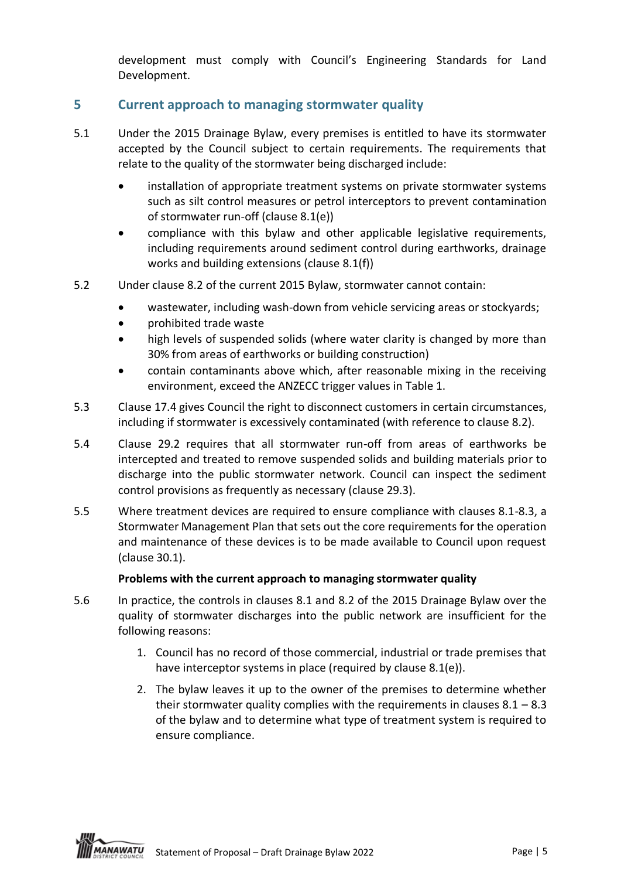development must comply with Council's Engineering Standards for Land Development.

## 5 Current approach to managing stormwater quality

5.1 Under the 2015 Drainage Bylaw, every premises is entitled to have its stormwater accepted by the Council subject to certain requirements. The requirements that relate to the quality of the stormwater being discharged include:

- installation of appropriate treatment systems on private stormwater systems such as silt control measures or petrol interceptors to prevent contamination of stormwater run-off (clause 8.1(e))
- compliance with this bylaw and other applicable legislative requirements, including requirements around sediment control during earthworks, drainage works and building extensions (clause 8.1(f))

5.2 Under clause 8.2 of the current 2015 Bylaw, stormwater cannot contain:

- wastewater, including wash-down from vehicle servicing areas or stockyards;
- prohibited trade waste
- high levels of suspended solids (where water clarity is changed by more than 30% from areas of earthworks or building construction)
- contain contaminants above which, after reasonable mixing in the receiving environment, exceed the ANZECC trigger values in Table 1.

5.3 Clause 17.4 gives Council the right to disconnect customers in certain circumstances, including if stormwater is excessively contaminated (with reference to clause 8.2).

5.4 Clause 29.2 requires that all stormwater run-off from areas of earthworks be intercepted and treated to remove suspended solids and building materials prior to discharge into the public stormwater network. Council can inspect the sediment control provisions as frequently as necessary (clause 29.3).

5.5 Where treatment devices are required to ensure compliance with clauses 8.1-8.3, a Stormwater Management Plan that sets out the core requirements for the operation and maintenance of these devices is to be made available to Council upon request (clause 30.1).

**Problems with the current approach to managing stormwater quality**

5.6 In practice, the controls in clauses 8.1 and 8.2 of the 2015 Drainage Bylaw over the quality of stormwater discharges into the public network are insufficient for the following reasons:

1. Council has no record of those commercial, industrial or trade premises that have interceptor systems in place (required by clause 8.1(e)).
2. The bylaw leaves it up to the owner of the premises to determine whether their stormwater quality complies with the requirements in clauses 8.1 – 8.3 of the bylaw and to determine what type of treatment system is required to ensure compliance.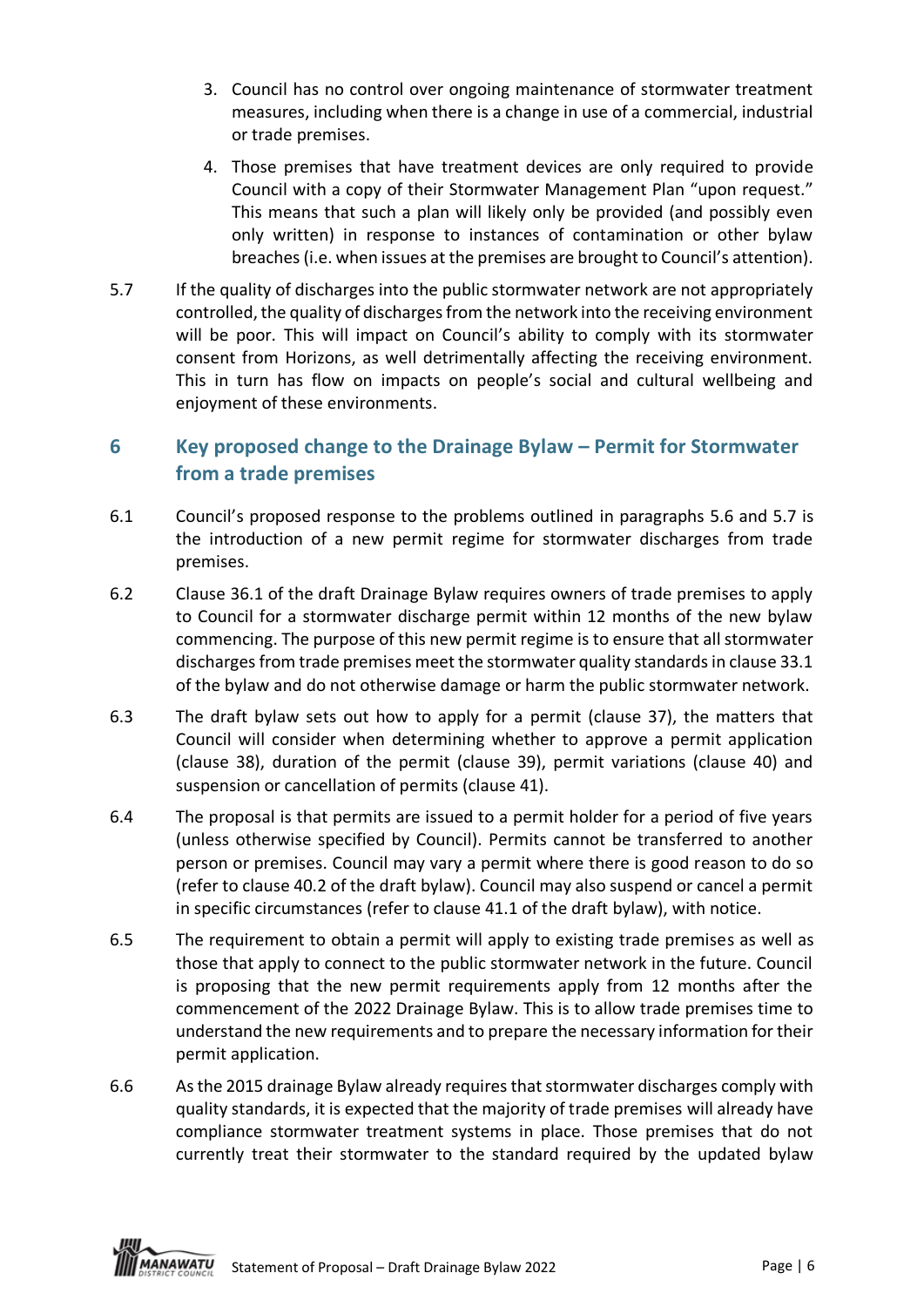3. Council has no control over ongoing maintenance of stormwater treatment measures, including when there is a change in use of a commercial, industrial or trade premises.
4. Those premises that have treatment devices are only required to provide Council with a copy of their Stormwater Management Plan "upon request." This means that such a plan will likely only be provided (and possibly even only written) in response to instances of contamination or other bylaw breaches (i.e. when issues at the premises are brought to Council's attention).

5.7 If the quality of discharges into the public stormwater network are not appropriately controlled, the quality of discharges from the network into the receiving environment will be poor. This will impact on Council's ability to comply with its stormwater consent from Horizons, as well detrimentally affecting the receiving environment. This in turn has flow on impacts on people's social and cultural wellbeing and enjoyment of these environments.

## 6 Key proposed change to the Drainage Bylaw – Permit for Stormwater from a trade premises

6.1 Council's proposed response to the problems outlined in paragraphs 5.6 and 5.7 is the introduction of a new permit regime for stormwater discharges from trade premises.

6.2 Clause 36.1 of the draft Drainage Bylaw requires owners of trade premises to apply to Council for a stormwater discharge permit within 12 months of the new bylaw commencing. The purpose of this new permit regime is to ensure that all stormwater discharges from trade premises meet the stormwater quality standards in clause 33.1 of the bylaw and do not otherwise damage or harm the public stormwater network.

6.3 The draft bylaw sets out how to apply for a permit (clause 37), the matters that Council will consider when determining whether to approve a permit application (clause 38), duration of the permit (clause 39), permit variations (clause 40) and suspension or cancellation of permits (clause 41).

6.4 The proposal is that permits are issued to a permit holder for a period of five years (unless otherwise specified by Council). Permits cannot be transferred to another person or premises. Council may vary a permit where there is good reason to do so (refer to clause 40.2 of the draft bylaw). Council may also suspend or cancel a permit in specific circumstances (refer to clause 41.1 of the draft bylaw), with notice.

6.5 The requirement to obtain a permit will apply to existing trade premises as well as those that apply to connect to the public stormwater network in the future. Council is proposing that the new permit requirements apply from 12 months after the commencement of the 2022 Drainage Bylaw. This is to allow trade premises time to understand the new requirements and to prepare the necessary information for their permit application.

6.6 As the 2015 drainage Bylaw already requires that stormwater discharges comply with quality standards, it is expected that the majority of trade premises will already have compliance stormwater treatment systems in place. Those premises that do not currently treat their stormwater to the standard required by the updated bylaw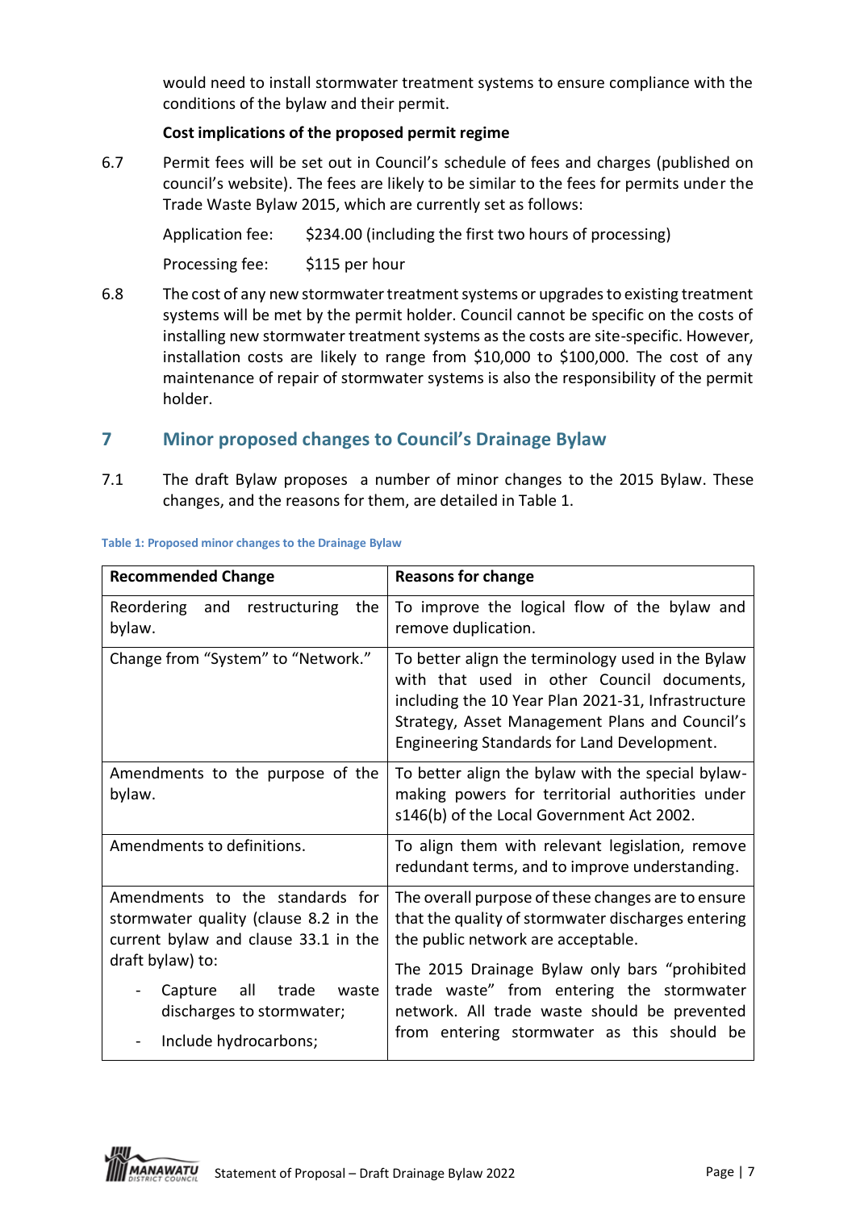would need to install stormwater treatment systems to ensure compliance with the conditions of the bylaw and their permit.

**Cost implications of the proposed permit regime**

6.7 Permit fees will be set out in Council's schedule of fees and charges (published on council's website). The fees are likely to be similar to the fees for permits under the Trade Waste Bylaw 2015, which are currently set as follows:

Application fee: $234.00 (including the first two hours of processing)

Processing fee: $115 per hour

6.8 The cost of any new stormwater treatment systems or upgrades to existing treatment systems will be met by the permit holder. Council cannot be specific on the costs of installing new stormwater treatment systems as the costs are site-specific. However, installation costs are likely to range from $10,000 to $100,000. The cost of any maintenance of repair of stormwater systems is also the responsibility of the permit holder.

## 7 Minor proposed changes to Council's Drainage Bylaw

7.1 The draft Bylaw proposes a number of minor changes to the 2015 Bylaw. These changes, and the reasons for them, are detailed in Table 1.

**Table 1: Proposed minor changes to the Drainage Bylaw**

| Recommended Change | Reasons for change |
|---|---|
| Reordering and restructuring the bylaw. | To improve the logical flow of the bylaw and remove duplication. |
| Change from "System" to "Network." | To better align the terminology used in the Bylaw with that used in other Council documents, including the 10 Year Plan 2021-31, Infrastructure Strategy, Asset Management Plans and Council's Engineering Standards for Land Development. |
| Amendments to the purpose of the bylaw. | To better align the bylaw with the special bylaw-making powers for territorial authorities under s146(b) of the Local Government Act 2002. |
| Amendments to definitions. | To align them with relevant legislation, remove redundant terms, and to improve understanding. |
| Amendments to the standards for stormwater quality (clause 8.2 in the current bylaw and clause 33.1 in the draft bylaw) to:<br>- Capture all trade waste discharges to stormwater;<br>- Include hydrocarbons; | The overall purpose of these changes are to ensure that the quality of stormwater discharges entering the public network are acceptable.<br>The 2015 Drainage Bylaw only bars "prohibited trade waste" from entering the stormwater network. All trade waste should be prevented from entering stormwater as this should be |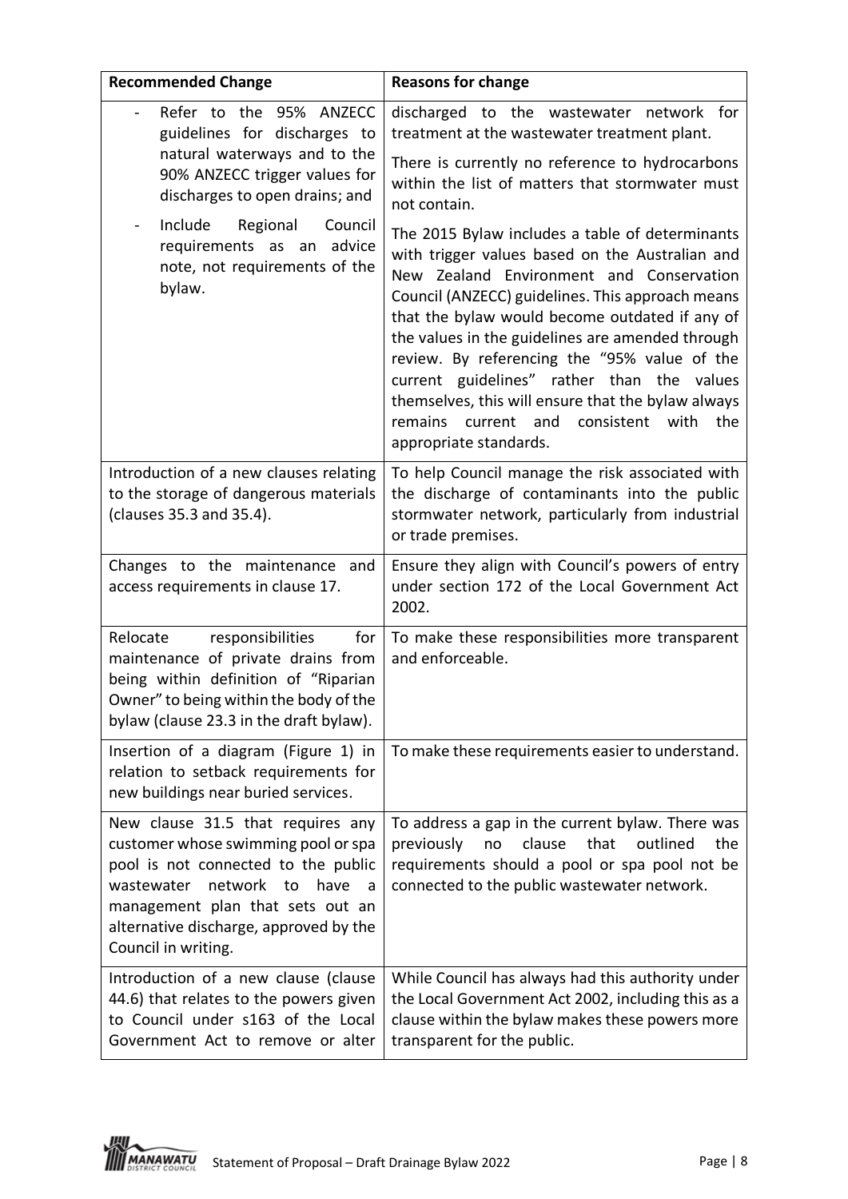| Recommended Change | Reasons for change |
|---|---|
| - Refer to the 95% ANZECC guidelines for discharges to natural waterways and to the 90% ANZECC trigger values for discharges to open drains; and<br>- Include Regional Council requirements as an advice note, not requirements of the bylaw. | discharged to the wastewater network for treatment at the wastewater treatment plant.<br><br>There is currently no reference to hydrocarbons within the list of matters that stormwater must not contain.<br><br>The 2015 Bylaw includes a table of determinants with trigger values based on the Australian and New Zealand Environment and Conservation Council (ANZECC) guidelines. This approach means that the bylaw would become outdated if any of the values in the guidelines are amended through review. By referencing the "95% value of the current guidelines" rather than the values themselves, this will ensure that the bylaw always remains current and consistent with the appropriate standards. |
| Introduction of a new clauses relating to the storage of dangerous materials (clauses 35.3 and 35.4). | To help Council manage the risk associated with the discharge of contaminants into the public stormwater network, particularly from industrial or trade premises. |
| Changes to the maintenance and access requirements in clause 17. | Ensure they align with Council's powers of entry under section 172 of the Local Government Act 2002. |
| Relocate responsibilities for maintenance of private drains from being within definition of "Riparian Owner" to being within the body of the bylaw (clause 23.3 in the draft bylaw). | To make these responsibilities more transparent and enforceable. |
| Insertion of a diagram (Figure 1) in relation to setback requirements for new buildings near buried services. | To make these requirements easier to understand. |
| New clause 31.5 that requires any customer whose swimming pool or spa pool is not connected to the public wastewater network to have a management plan that sets out an alternative discharge, approved by the Council in writing. | To address a gap in the current bylaw. There was previously no clause that outlined the requirements should a pool or spa pool not be connected to the public wastewater network. |
| Introduction of a new clause (clause 44.6) that relates to the powers given to Council under s163 of the Local Government Act to remove or alter | While Council has always had this authority under the Local Government Act 2002, including this as a clause within the bylaw makes these powers more transparent for the public. |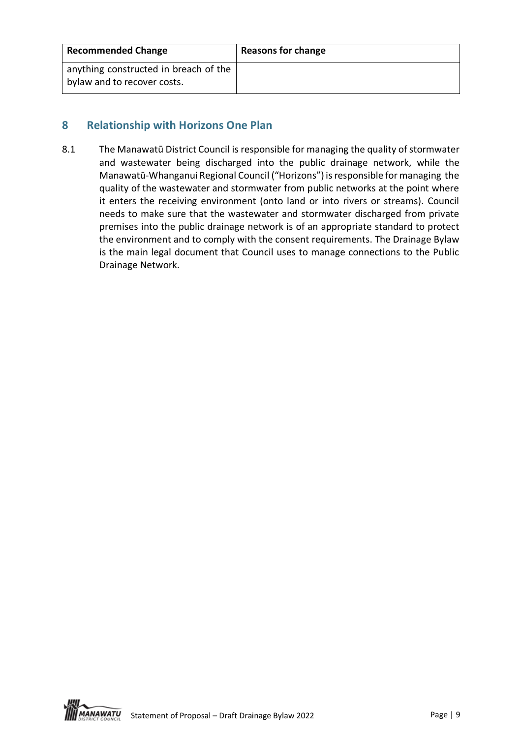| Recommended Change | Reasons for change |
|---|---|
| anything constructed in breach of the bylaw and to recover costs. | |

## 8 Relationship with Horizons One Plan

8.1 The Manawatū District Council is responsible for managing the quality of stormwater and wastewater being discharged into the public drainage network, while the Manawatū-Whanganui Regional Council ("Horizons") is responsible for managing the quality of the wastewater and stormwater from public networks at the point where it enters the receiving environment (onto land or into rivers or streams). Council needs to make sure that the wastewater and stormwater discharged from private premises into the public drainage network is of an appropriate standard to protect the environment and to comply with the consent requirements. The Drainage Bylaw is the main legal document that Council uses to manage connections to the Public Drainage Network.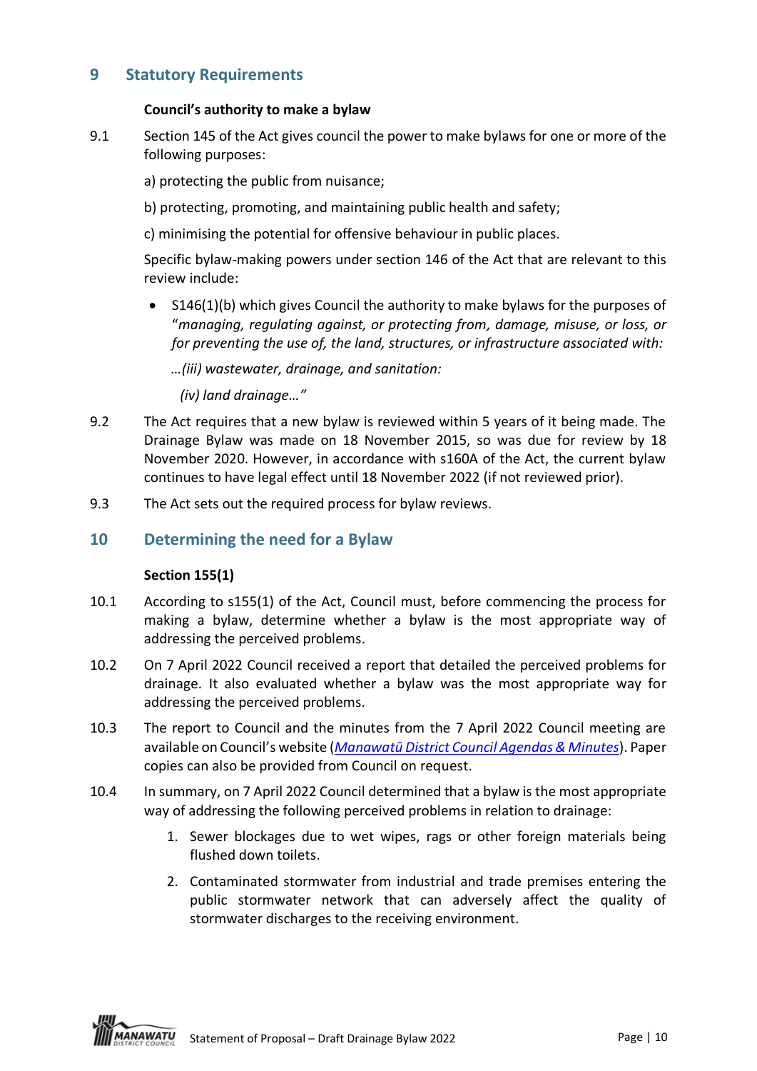## 9 Statutory Requirements

**Council's authority to make a bylaw**

9.1 Section 145 of the Act gives council the power to make bylaws for one or more of the following purposes:

a) protecting the public from nuisance;

b) protecting, promoting, and maintaining public health and safety;

c) minimising the potential for offensive behaviour in public places.

Specific bylaw-making powers under section 146 of the Act that are relevant to this review include:

- S146(1)(b) which gives Council the authority to make bylaws for the purposes of "*managing, regulating against, or protecting from, damage, misuse, or loss, or for preventing the use of, the land, structures, or infrastructure associated with:*

  *…(iii) wastewater, drainage, and sanitation:*

  *(iv) land drainage…"*

9.2 The Act requires that a new bylaw is reviewed within 5 years of it being made. The Drainage Bylaw was made on 18 November 2015, so was due for review by 18 November 2020. However, in accordance with s160A of the Act, the current bylaw continues to have legal effect until 18 November 2022 (if not reviewed prior).

9.3 The Act sets out the required process for bylaw reviews.

## 10 Determining the need for a Bylaw

**Section 155(1)**

10.1 According to s155(1) of the Act, Council must, before commencing the process for making a bylaw, determine whether a bylaw is the most appropriate way of addressing the perceived problems.

10.2 On 7 April 2022 Council received a report that detailed the perceived problems for drainage. It also evaluated whether a bylaw was the most appropriate way for addressing the perceived problems.

10.3 The report to Council and the minutes from the 7 April 2022 Council meeting are available on Council's website (*Manawatū District Council Agendas & Minutes*). Paper copies can also be provided from Council on request.

10.4 In summary, on 7 April 2022 Council determined that a bylaw is the most appropriate way of addressing the following perceived problems in relation to drainage:

1. Sewer blockages due to wet wipes, rags or other foreign materials being flushed down toilets.
2. Contaminated stormwater from industrial and trade premises entering the public stormwater network that can adversely affect the quality of stormwater discharges to the receiving environment.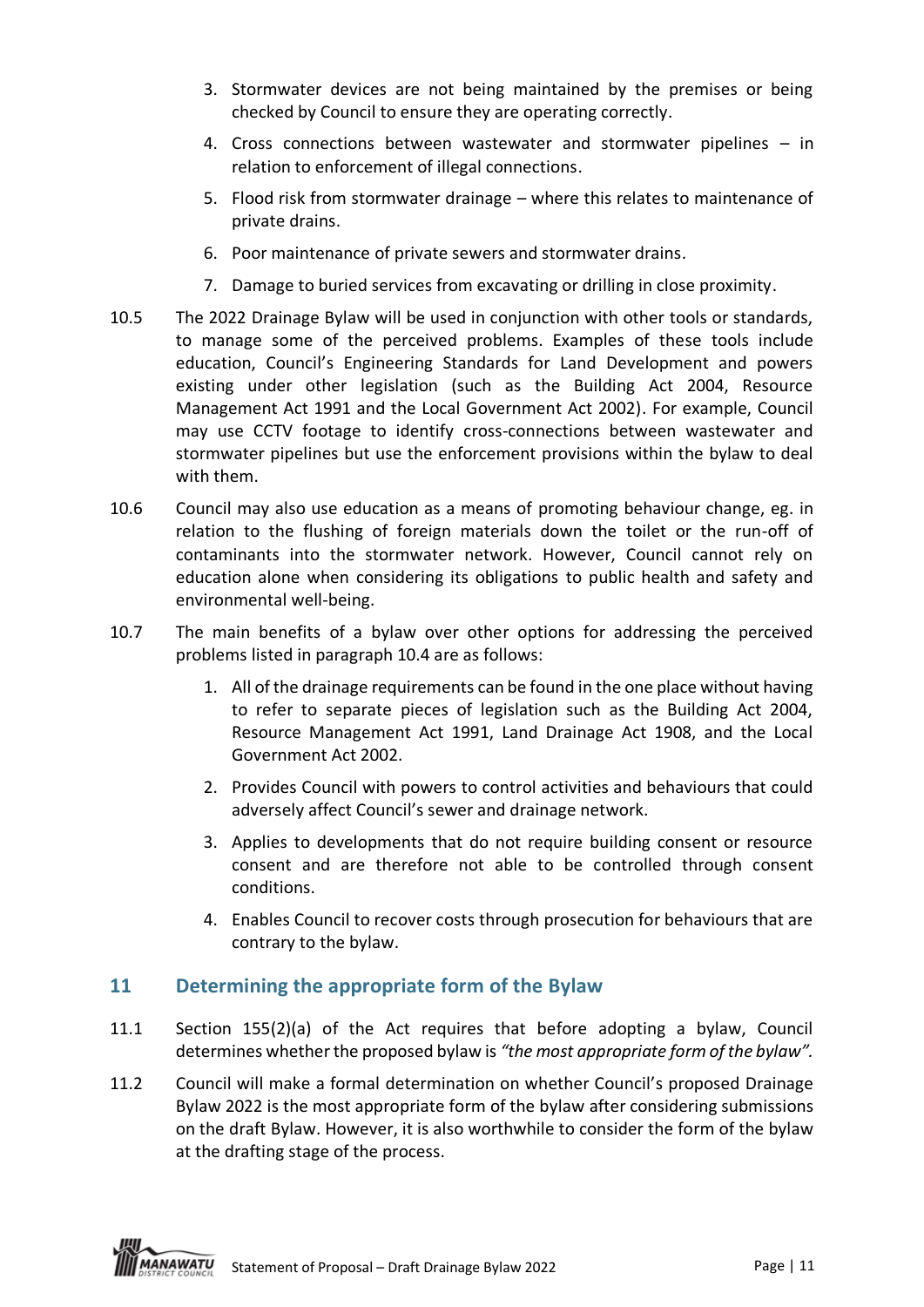3. Stormwater devices are not being maintained by the premises or being checked by Council to ensure they are operating correctly.
4. Cross connections between wastewater and stormwater pipelines – in relation to enforcement of illegal connections.
5. Flood risk from stormwater drainage – where this relates to maintenance of private drains.
6. Poor maintenance of private sewers and stormwater drains.
7. Damage to buried services from excavating or drilling in close proximity.

10.5 The 2022 Drainage Bylaw will be used in conjunction with other tools or standards, to manage some of the perceived problems. Examples of these tools include education, Council's Engineering Standards for Land Development and powers existing under other legislation (such as the Building Act 2004, Resource Management Act 1991 and the Local Government Act 2002). For example, Council may use CCTV footage to identify cross-connections between wastewater and stormwater pipelines but use the enforcement provisions within the bylaw to deal with them.

10.6 Council may also use education as a means of promoting behaviour change, eg. in relation to the flushing of foreign materials down the toilet or the run-off of contaminants into the stormwater network. However, Council cannot rely on education alone when considering its obligations to public health and safety and environmental well-being.

10.7 The main benefits of a bylaw over other options for addressing the perceived problems listed in paragraph 10.4 are as follows:

1. All of the drainage requirements can be found in the one place without having to refer to separate pieces of legislation such as the Building Act 2004, Resource Management Act 1991, Land Drainage Act 1908, and the Local Government Act 2002.
2. Provides Council with powers to control activities and behaviours that could adversely affect Council's sewer and drainage network.
3. Applies to developments that do not require building consent or resource consent and are therefore not able to be controlled through consent conditions.
4. Enables Council to recover costs through prosecution for behaviours that are contrary to the bylaw.

## 11 Determining the appropriate form of the Bylaw

11.1 Section 155(2)(a) of the Act requires that before adopting a bylaw, Council determines whether the proposed bylaw is *"the most appropriate form of the bylaw".*

11.2 Council will make a formal determination on whether Council's proposed Drainage Bylaw 2022 is the most appropriate form of the bylaw after considering submissions on the draft Bylaw. However, it is also worthwhile to consider the form of the bylaw at the drafting stage of the process.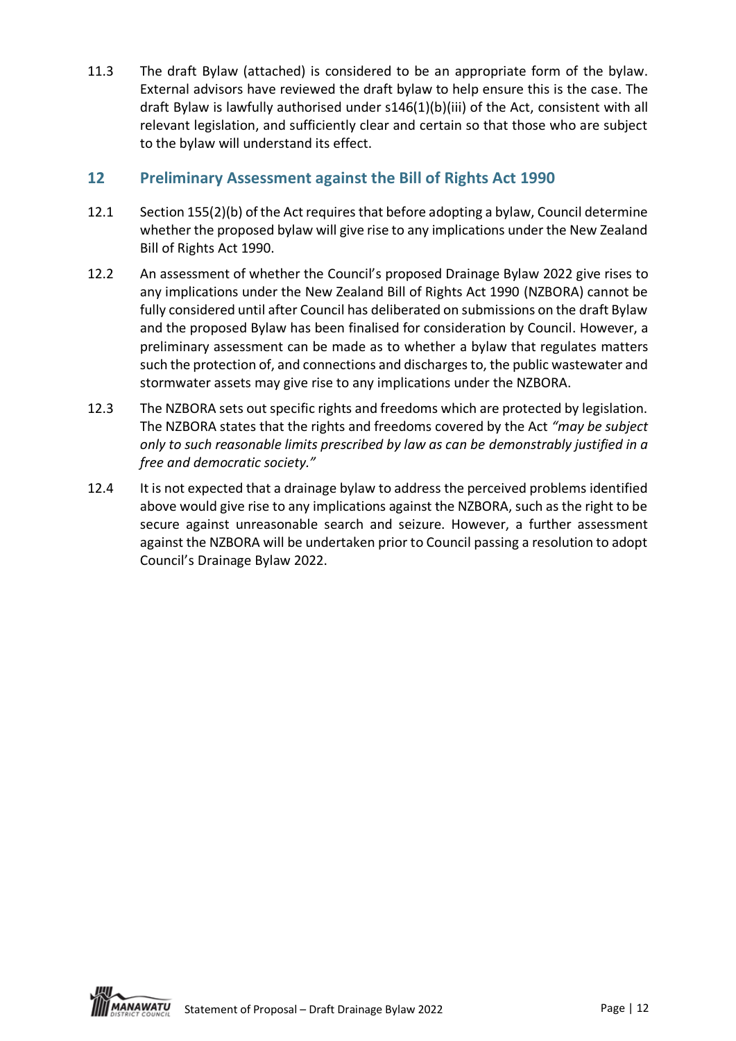11.3 The draft Bylaw (attached) is considered to be an appropriate form of the bylaw. External advisors have reviewed the draft bylaw to help ensure this is the case. The draft Bylaw is lawfully authorised under s146(1)(b)(iii) of the Act, consistent with all relevant legislation, and sufficiently clear and certain so that those who are subject to the bylaw will understand its effect.

## 12 Preliminary Assessment against the Bill of Rights Act 1990

12.1 Section 155(2)(b) of the Act requires that before adopting a bylaw, Council determine whether the proposed bylaw will give rise to any implications under the New Zealand Bill of Rights Act 1990.

12.2 An assessment of whether the Council's proposed Drainage Bylaw 2022 give rises to any implications under the New Zealand Bill of Rights Act 1990 (NZBORA) cannot be fully considered until after Council has deliberated on submissions on the draft Bylaw and the proposed Bylaw has been finalised for consideration by Council. However, a preliminary assessment can be made as to whether a bylaw that regulates matters such the protection of, and connections and discharges to, the public wastewater and stormwater assets may give rise to any implications under the NZBORA.

12.3 The NZBORA sets out specific rights and freedoms which are protected by legislation. The NZBORA states that the rights and freedoms covered by the Act *"may be subject only to such reasonable limits prescribed by law as can be demonstrably justified in a free and democratic society."*

12.4 It is not expected that a drainage bylaw to address the perceived problems identified above would give rise to any implications against the NZBORA, such as the right to be secure against unreasonable search and seizure. However, a further assessment against the NZBORA will be undertaken prior to Council passing a resolution to adopt Council's Drainage Bylaw 2022.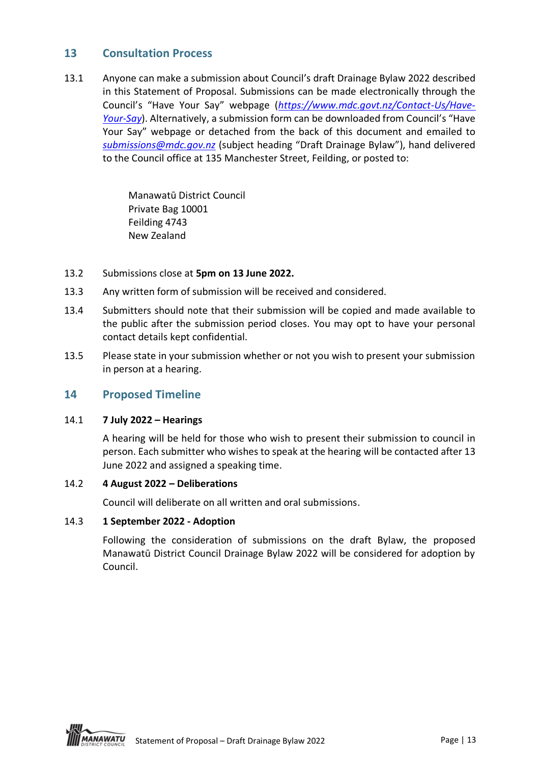## 13 Consultation Process

13.1 Anyone can make a submission about Council's draft Drainage Bylaw 2022 described in this Statement of Proposal. Submissions can be made electronically through the Council's "Have Your Say" webpage (*https://www.mdc.govt.nz/Contact-Us/Have-Your-Say*). Alternatively, a submission form can be downloaded from Council's "Have Your Say" webpage or detached from the back of this document and emailed to *submissions@mdc.gov.nz* (subject heading "Draft Drainage Bylaw"), hand delivered to the Council office at 135 Manchester Street, Feilding, or posted to:

Manawatū District Council
Private Bag 10001
Feilding 4743
New Zealand

13.2 Submissions close at **5pm on 13 June 2022.**

13.3 Any written form of submission will be received and considered.

13.4 Submitters should note that their submission will be copied and made available to the public after the submission period closes. You may opt to have your personal contact details kept confidential.

13.5 Please state in your submission whether or not you wish to present your submission in person at a hearing.

## 14 Proposed Timeline

14.1 **7 July 2022 – Hearings**

A hearing will be held for those who wish to present their submission to council in person. Each submitter who wishes to speak at the hearing will be contacted after 13 June 2022 and assigned a speaking time.

14.2 **4 August 2022 – Deliberations**

Council will deliberate on all written and oral submissions.

14.3 **1 September 2022 - Adoption**

Following the consideration of submissions on the draft Bylaw, the proposed Manawatū District Council Drainage Bylaw 2022 will be considered for adoption by Council.